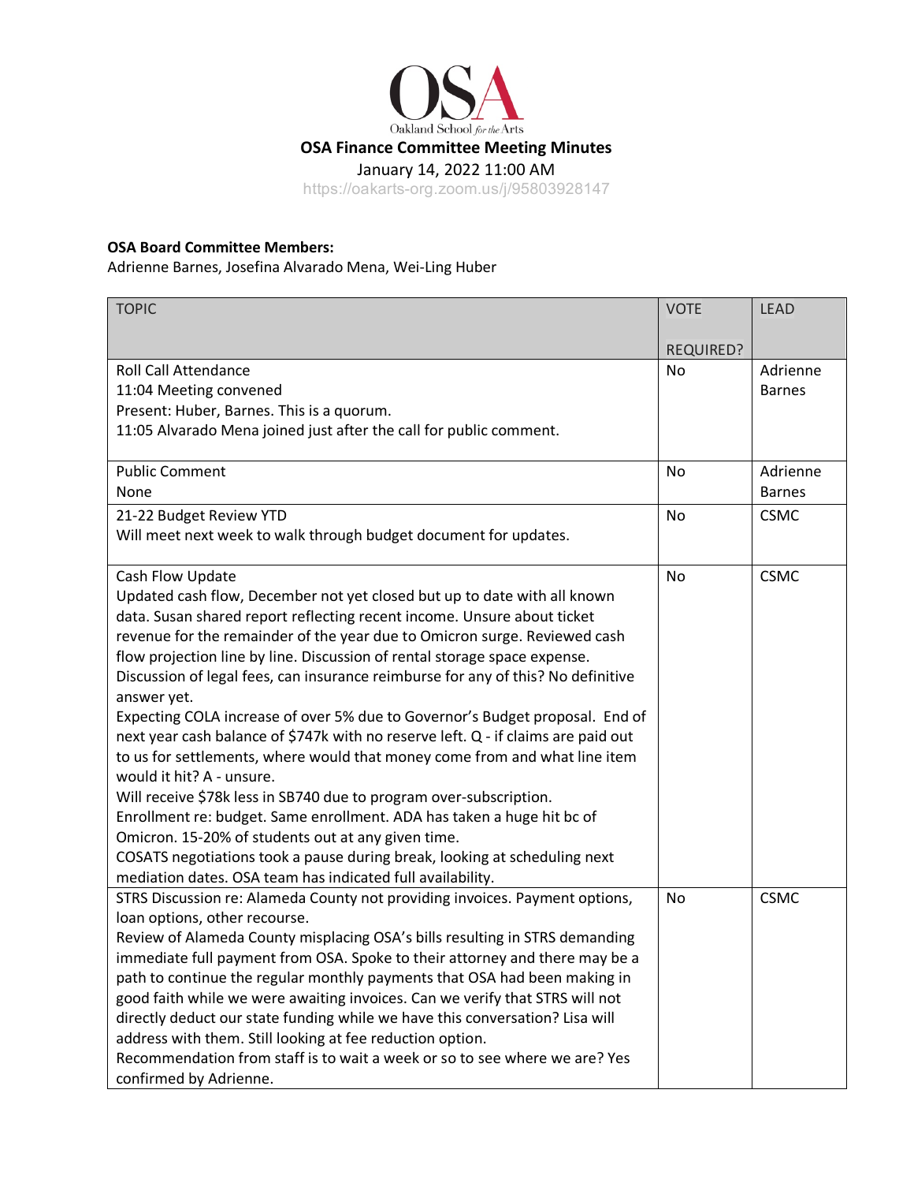OSA
Oakland School for the Arts

# OSA Finance Committee Meeting Minutes

January 14, 2022 11:00 AM

https://oakarts-org.zoom.us/j/95803928147

**OSA Board Committee Members:**
Adrienne Barnes, Josefina Alvarado Mena, Wei-Ling Huber

| TOPIC | VOTE REQUIRED? | LEAD |
|---|---|---|
| Roll Call Attendance<br>11:04 Meeting convened<br>Present: Huber, Barnes. This is a quorum.<br>11:05 Alvarado Mena joined just after the call for public comment. | No | Adrienne Barnes |
| Public Comment<br>None | No | Adrienne Barnes |
| 21-22 Budget Review YTD<br>Will meet next week to walk through budget document for updates. | No | CSMC |
| Cash Flow Update<br>Updated cash flow, December not yet closed but up to date with all known data. Susan shared report reflecting recent income. Unsure about ticket revenue for the remainder of the year due to Omicron surge. Reviewed cash flow projection line by line. Discussion of rental storage space expense. Discussion of legal fees, can insurance reimburse for any of this? No definitive answer yet.<br>Expecting COLA increase of over 5% due to Governor's Budget proposal. End of next year cash balance of $747k with no reserve left. Q - if claims are paid out to us for settlements, where would that money come from and what line item would it hit? A - unsure.<br>Will receive $78k less in SB740 due to program over-subscription.<br>Enrollment re: budget. Same enrollment. ADA has taken a huge hit bc of Omicron. 15-20% of students out at any given time.<br>COSATS negotiations took a pause during break, looking at scheduling next mediation dates. OSA team has indicated full availability. | No | CSMC |
| STRS Discussion re: Alameda County not providing invoices. Payment options, loan options, other recourse.<br>Review of Alameda County misplacing OSA's bills resulting in STRS demanding immediate full payment from OSA. Spoke to their attorney and there may be a path to continue the regular monthly payments that OSA had been making in good faith while we were awaiting invoices. Can we verify that STRS will not directly deduct our state funding while we have this conversation? Lisa will address with them. Still looking at fee reduction option.<br>Recommendation from staff is to wait a week or so to see where we are? Yes confirmed by Adrienne. | No | CSMC |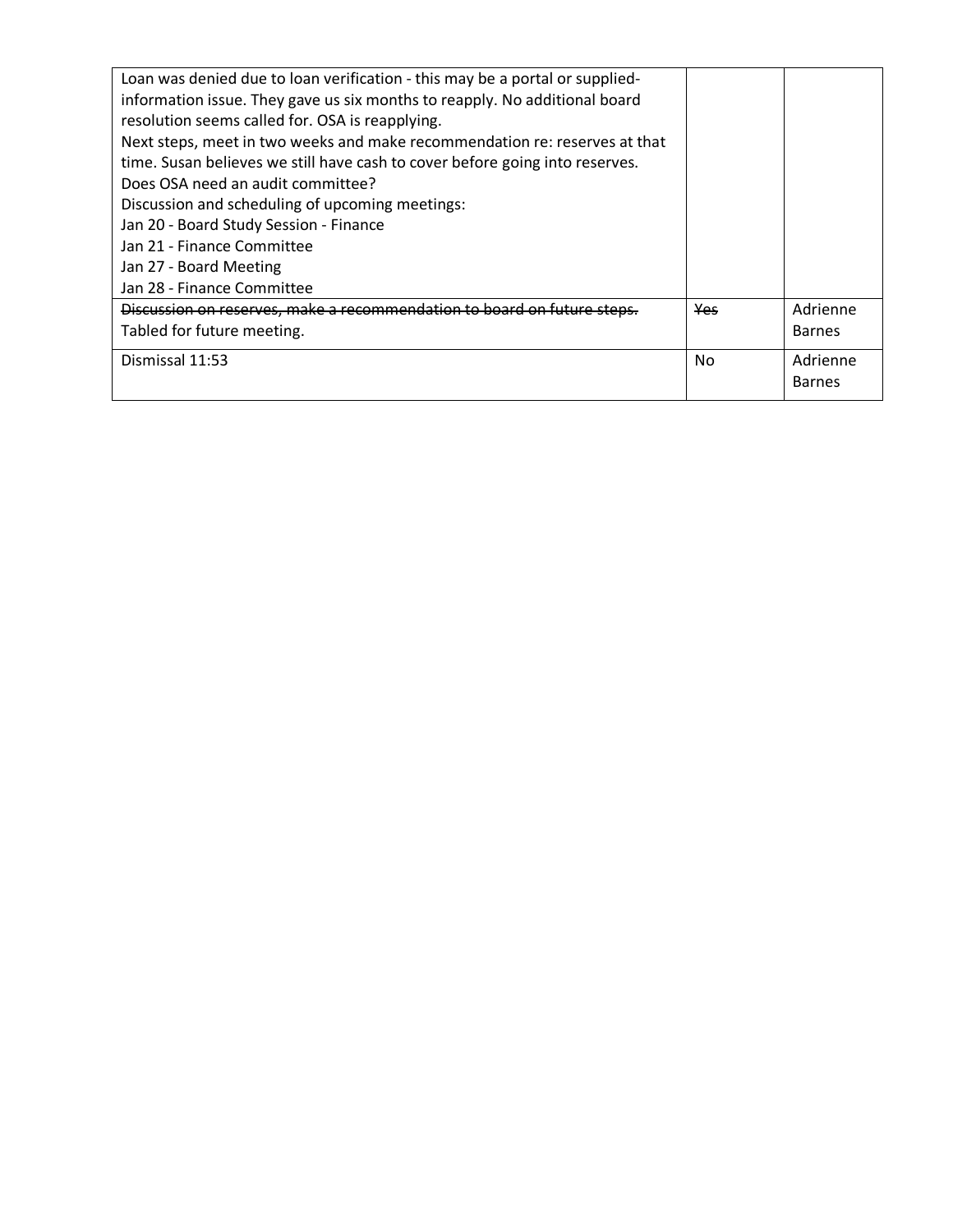| | | |
|---|---|---|
| Loan was denied due to loan verification - this may be a portal or supplied-information issue. They gave us six months to reapply. No additional board resolution seems called for. OSA is reapplying.<br>Next steps, meet in two weeks and make recommendation re: reserves at that time. Susan believes we still have cash to cover before going into reserves.<br>Does OSA need an audit committee?<br>Discussion and scheduling of upcoming meetings:<br>Jan 20 - Board Study Session - Finance<br>Jan 21 - Finance Committee<br>Jan 27 - Board Meeting<br>Jan 28 - Finance Committee | | |
| ~~Discussion on reserves, make a recommendation to board on future steps.~~<br>Tabled for future meeting. | ~~Yes~~ | Adrienne Barnes |
| Dismissal 11:53 | No | Adrienne Barnes |